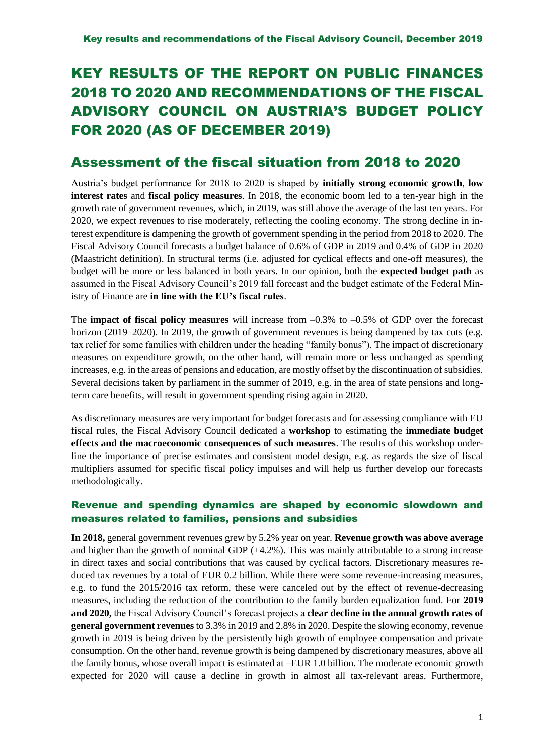# KEY RESULTS OF THE REPORT ON PUBLIC FINANCES 2018 TO 2020 AND RECOMMENDATIONS OF THE FISCAL ADVISORY COUNCIL ON AUSTRIA'S BUDGET POLICY FOR 2020 (AS OF DECEMBER 2019)

## Assessment of the fiscal situation from 2018 to 2020

Austria's budget performance for 2018 to 2020 is shaped by **initially strong economic growth**, **low interest rates** and **fiscal policy measures**. In 2018, the economic boom led to a ten-year high in the growth rate of government revenues, which, in 2019, was still above the average of the last ten years. For 2020, we expect revenues to rise moderately, reflecting the cooling economy. The strong decline in interest expenditure is dampening the growth of government spending in the period from 2018 to 2020. The Fiscal Advisory Council forecasts a budget balance of 0.6% of GDP in 2019 and 0.4% of GDP in 2020 (Maastricht definition). In structural terms (i.e. adjusted for cyclical effects and one-off measures), the budget will be more or less balanced in both years. In our opinion, both the **expected budget path** as assumed in the Fiscal Advisory Council's 2019 fall forecast and the budget estimate of the Federal Ministry of Finance are **in line with the EU's fiscal rules**.

The **impact of fiscal policy measures** will increase from –0.3% to –0.5% of GDP over the forecast horizon (2019–2020). In 2019, the growth of government revenues is being dampened by tax cuts (e.g. tax relief for some families with children under the heading "family bonus"). The impact of discretionary measures on expenditure growth, on the other hand, will remain more or less unchanged as spending increases, e.g. in the areas of pensions and education, are mostly offset by the discontinuation of subsidies. Several decisions taken by parliament in the summer of 2019, e.g. in the area of state pensions and long-term care benefits, will result in government spending rising again in 2020.

As discretionary measures are very important for budget forecasts and for assessing compliance with EU fiscal rules, the Fiscal Advisory Council dedicated a **workshop** to estimating the **immediate budget effects and the macroeconomic consequences of such measures**. The results of this workshop underline the importance of precise estimates and consistent model design, e.g. as regards the size of fiscal multipliers assumed for specific fiscal policy impulses and will help us further develop our forecasts methodologically.

### Revenue and spending dynamics are shaped by economic slowdown and measures related to families, pensions and subsidies

**In 2018,** general government revenues grew by 5.2% year on year. **Revenue growth was above average** and higher than the growth of nominal GDP (+4.2%). This was mainly attributable to a strong increase in direct taxes and social contributions that was caused by cyclical factors. Discretionary measures reduced tax revenues by a total of EUR 0.2 billion. While there were some revenue-increasing measures, e.g. to fund the 2015/2016 tax reform, these were canceled out by the effect of revenue-decreasing measures, including the reduction of the contribution to the family burden equalization fund. For **2019 and 2020,** the Fiscal Advisory Council's forecast projects a **clear decline in the annual growth rates of general government revenues** to 3.3% in 2019 and 2.8% in 2020. Despite the slowing economy, revenue growth in 2019 is being driven by the persistently high growth of employee compensation and private consumption. On the other hand, revenue growth is being dampened by discretionary measures, above all the family bonus, whose overall impact is estimated at –EUR 1.0 billion. The moderate economic growth expected for 2020 will cause a decline in growth in almost all tax-relevant areas. Furthermore,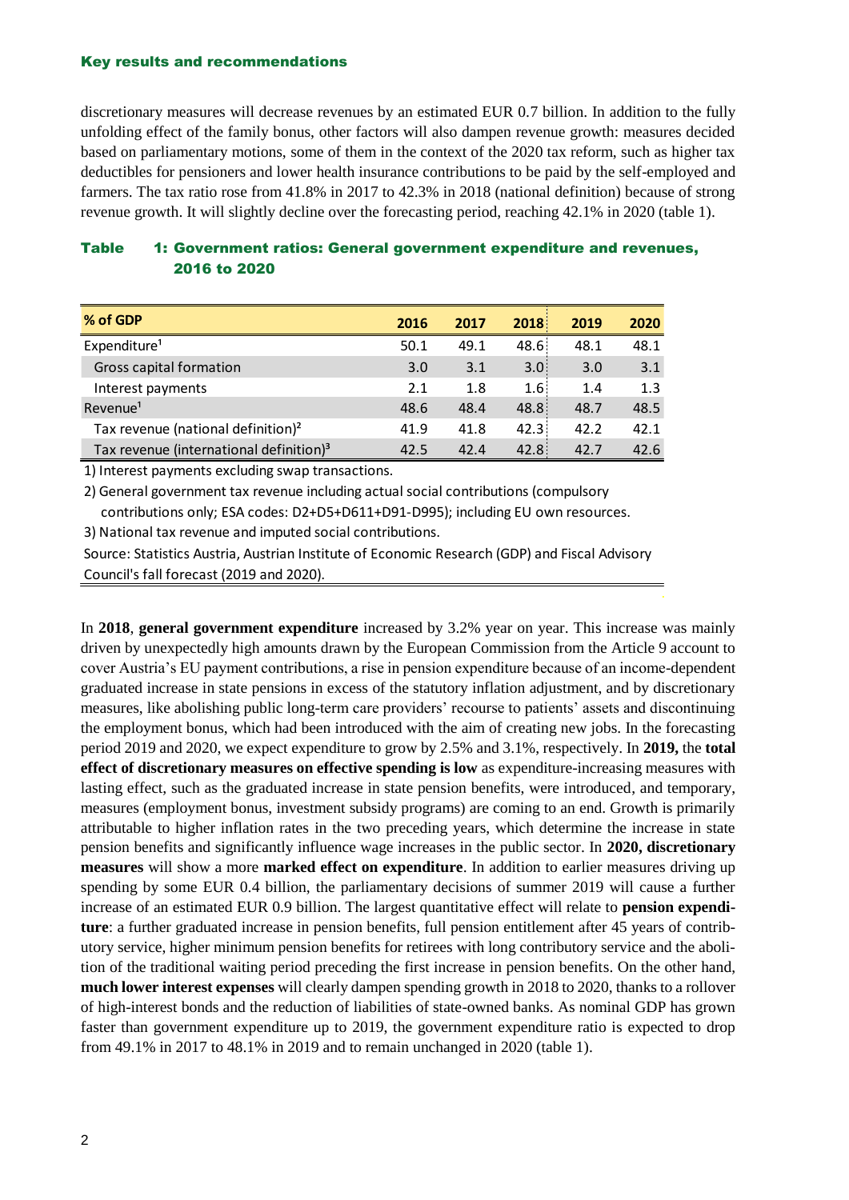discretionary measures will decrease revenues by an estimated EUR 0.7 billion. In addition to the fully unfolding effect of the family bonus, other factors will also dampen revenue growth: measures decided based on parliamentary motions, some of them in the context of the 2020 tax reform, such as higher tax deductibles for pensioners and lower health insurance contributions to be paid by the self-employed and farmers. The tax ratio rose from 41.8% in 2017 to 42.3% in 2018 (national definition) because of strong revenue growth. It will slightly decline over the forecasting period, reaching 42.1% in 2020 (table 1).

**Table 1: Government ratios: General government expenditure and revenues, 2016 to 2020**

| % of GDP | 2016 | 2017 | 2018 | 2019 | 2020 |
|---|---|---|---|---|---|
| Expenditure[1] | 50.1 | 49.1 | 48.6 | 48.1 | 48.1 |
| Gross capital formation | 3.0 | 3.1 | 3.0 | 3.0 | 3.1 |
| Interest payments | 2.1 | 1.8 | 1.6 | 1.4 | 1.3 |
| Revenue[1] | 48.6 | 48.4 | 48.8 | 48.7 | 48.5 |
| Tax revenue (national definition)[2] | 41.9 | 41.8 | 42.3 | 42.2 | 42.1 |
| Tax revenue (international definition)[3] | 42.5 | 42.4 | 42.8 | 42.7 | 42.6 |

1) Interest payments excluding swap transactions.

2) General government tax revenue including actual social contributions (compulsory contributions only; ESA codes: D2+D5+D611+D91-D995); including EU own resources.

3) National tax revenue and imputed social contributions.

Source: Statistics Austria, Austrian Institute of Economic Research (GDP) and Fiscal Advisory Council's fall forecast (2019 and 2020).

In **2018**, **general government expenditure** increased by 3.2% year on year. This increase was mainly driven by unexpectedly high amounts drawn by the European Commission from the Article 9 account to cover Austria's EU payment contributions, a rise in pension expenditure because of an income-dependent graduated increase in state pensions in excess of the statutory inflation adjustment, and by discretionary measures, like abolishing public long-term care providers' recourse to patients' assets and discontinuing the employment bonus, which had been introduced with the aim of creating new jobs. In the forecasting period 2019 and 2020, we expect expenditure to grow by 2.5% and 3.1%, respectively. In **2019,** the **total effect of discretionary measures on effective spending is low** as expenditure-increasing measures with lasting effect, such as the graduated increase in state pension benefits, were introduced, and temporary, measures (employment bonus, investment subsidy programs) are coming to an end. Growth is primarily attributable to higher inflation rates in the two preceding years, which determine the increase in state pension benefits and significantly influence wage increases in the public sector. In **2020, discretionary measures** will show a more **marked effect on expenditure**. In addition to earlier measures driving up spending by some EUR 0.4 billion, the parliamentary decisions of summer 2019 will cause a further increase of an estimated EUR 0.9 billion. The largest quantitative effect will relate to **pension expenditure**: a further graduated increase in pension benefits, full pension entitlement after 45 years of contributory service, higher minimum pension benefits for retirees with long contributory service and the abolition of the traditional waiting period preceding the first increase in pension benefits. On the other hand, **much lower interest expenses** will clearly dampen spending growth in 2018 to 2020, thanks to a rollover of high-interest bonds and the reduction of liabilities of state-owned banks. As nominal GDP has grown faster than government expenditure up to 2019, the government expenditure ratio is expected to drop from 49.1% in 2017 to 48.1% in 2019 and to remain unchanged in 2020 (table 1).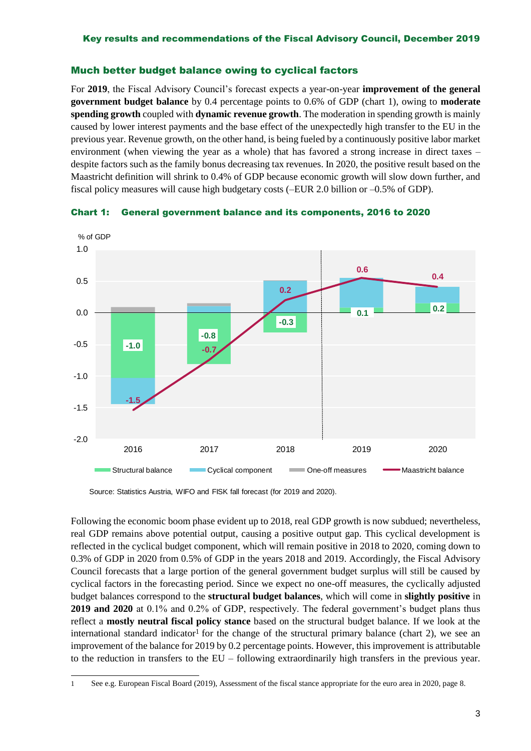## Much better budget balance owing to cyclical factors

For **2019**, the Fiscal Advisory Council's forecast expects a year-on-year **improvement of the general government budget balance** by 0.4 percentage points to 0.6% of GDP (chart 1), owing to **moderate spending growth** coupled with **dynamic revenue growth**. The moderation in spending growth is mainly caused by lower interest payments and the base effect of the unexpectedly high transfer to the EU in the previous year. Revenue growth, on the other hand, is being fueled by a continuously positive labor market environment (when viewing the year as a whole) that has favored a strong increase in direct taxes – despite factors such as the family bonus decreasing tax revenues. In 2020, the positive result based on the Maastricht definition will shrink to 0.4% of GDP because economic growth will slow down further, and fiscal policy measures will cause high budgetary costs (–EUR 2.0 billion or –0.5% of GDP).

**Chart 1: General government balance and its components, 2016 to 2020**

| % of GDP | 2016 | 2017 | 2018 | 2019 | 2020 |
|---|---|---|---|---|---|
| Structural balance | -1.0 | -0.8 | -0.3 | 0.1 | 0.2 |
| Maastricht balance | -1.5 | -0.7 | 0.2 | 0.6 | 0.4 |

Legend: Structural balance, Cyclical component, One-off measures, Maastricht balance

Source: Statistics Austria, WIFO and FISK fall forecast (for 2019 and 2020).

Following the economic boom phase evident up to 2018, real GDP growth is now subdued; nevertheless, real GDP remains above potential output, causing a positive output gap. This cyclical development is reflected in the cyclical budget component, which will remain positive in 2018 to 2020, coming down to 0.3% of GDP in 2020 from 0.5% of GDP in the years 2018 and 2019. Accordingly, the Fiscal Advisory Council forecasts that a large portion of the general government budget surplus will still be caused by cyclical factors in the forecasting period. Since we expect no one-off measures, the cyclically adjusted budget balances correspond to the **structural budget balances**, which will come in **slightly positive** in **2019 and 2020** at 0.1% and 0.2% of GDP, respectively. The federal government's budget plans thus reflect a **mostly neutral fiscal policy stance** based on the structural budget balance. If we look at the international standard indicator[1] for the change of the structural primary balance (chart 2), we see an improvement of the balance for 2019 by 0.2 percentage points. However, this improvement is attributable to the reduction in transfers to the EU – following extraordinarily high transfers in the previous year.

---

1 See e.g. European Fiscal Board (2019), Assessment of the fiscal stance appropriate for the euro area in 2020, page 8.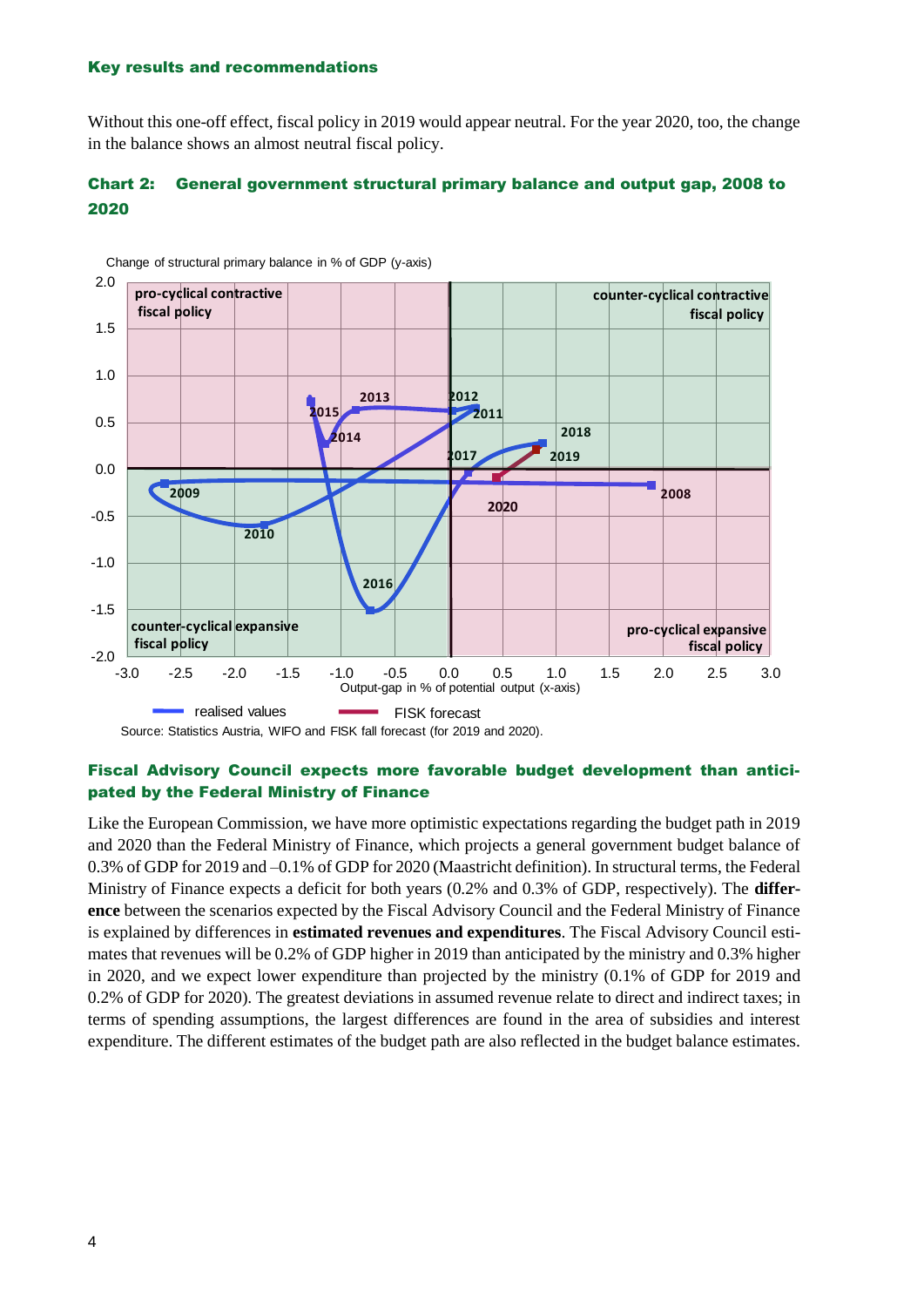### Key results and recommendations

Without this one-off effect, fiscal policy in 2019 would appear neutral. For the year 2020, too, the change in the balance shows an almost neutral fiscal policy.

**Chart 2: General government structural primary balance and output gap, 2008 to 2020**

Source: Statistics Austria, WIFO and FISK fall forecast (for 2019 and 2020).

### Fiscal Advisory Council expects more favorable budget development than anticipated by the Federal Ministry of Finance

Like the European Commission, we have more optimistic expectations regarding the budget path in 2019 and 2020 than the Federal Ministry of Finance, which projects a general government budget balance of 0.3% of GDP for 2019 and –0.1% of GDP for 2020 (Maastricht definition). In structural terms, the Federal Ministry of Finance expects a deficit for both years (0.2% and 0.3% of GDP, respectively). The **difference** between the scenarios expected by the Fiscal Advisory Council and the Federal Ministry of Finance is explained by differences in **estimated revenues and expenditures**. The Fiscal Advisory Council estimates that revenues will be 0.2% of GDP higher in 2019 than anticipated by the ministry and 0.3% higher in 2020, and we expect lower expenditure than projected by the ministry (0.1% of GDP for 2019 and 0.2% of GDP for 2020). The greatest deviations in assumed revenue relate to direct and indirect taxes; in terms of spending assumptions, the largest differences are found in the area of subsidies and interest expenditure. The different estimates of the budget path are also reflected in the budget balance estimates.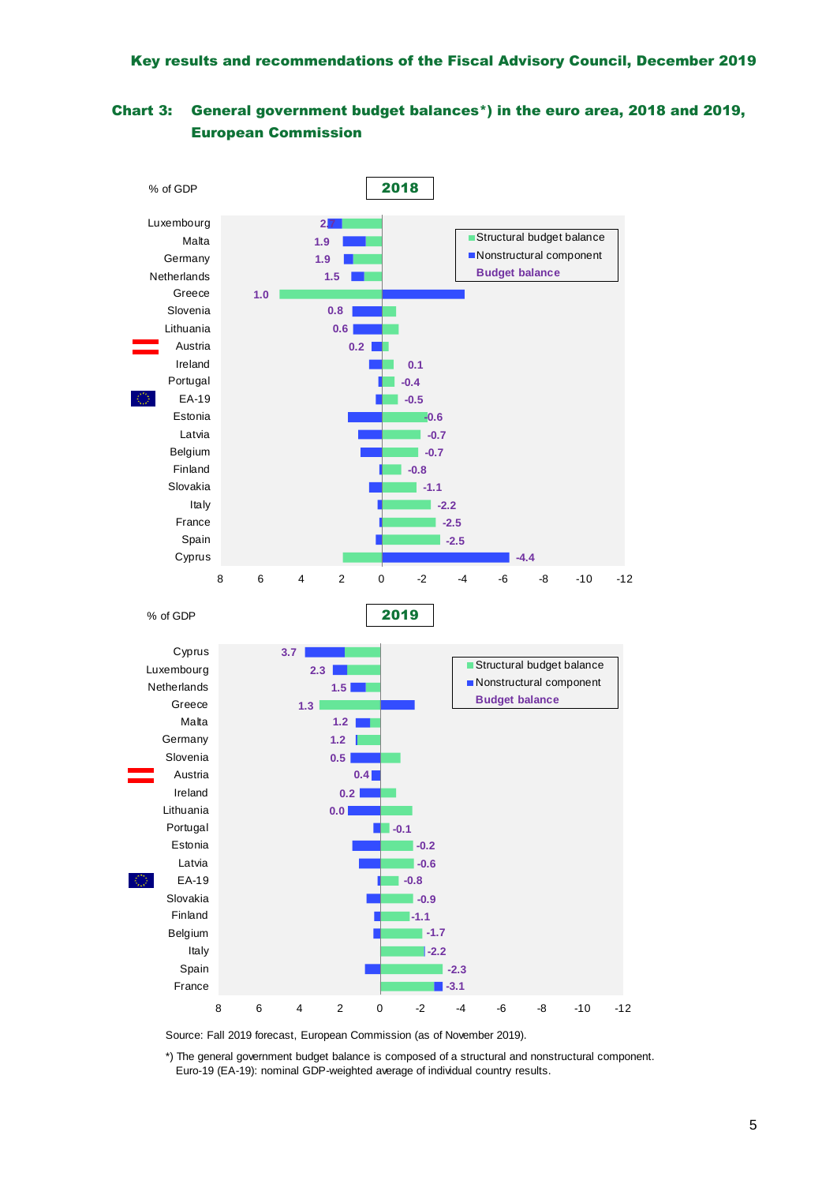## Chart 3: General government budget balances*) in the euro area, 2018 and 2019, European Commission

**2018** (% of GDP)

| Country | Budget balance |
|---|---|
| Luxembourg | 2.4 |
| Malta | 1.9 |
| Germany | 1.9 |
| Netherlands | 1.5 |
| Greece | 1.0 |
| Slovenia | 0.8 |
| Lithuania | 0.6 |
| Austria | 0.2 |
| Ireland | 0.1 |
| Portugal | -0.4 |
| EA-19 | -0.5 |
| Estonia | -0.6 |
| Latvia | -0.7 |
| Belgium | -0.7 |
| Finland | -0.8 |
| Slovakia | -1.1 |
| Italy | -2.2 |
| France | -2.5 |
| Spain | -2.5 |
| Cyprus | -4.4 |

**2019** (% of GDP)

| Country | Budget balance |
|---|---|
| Cyprus | 3.7 |
| Luxembourg | 2.3 |
| Netherlands | 1.5 |
| Greece | 1.3 |
| Malta | 1.2 |
| Germany | 1.2 |
| Slovenia | 0.5 |
| Austria | 0.4 |
| Ireland | 0.2 |
| Lithuania | 0.0 |
| Portugal | -0.1 |
| Estonia | -0.2 |
| Latvia | -0.6 |
| EA-19 | -0.8 |
| Slovakia | -0.9 |
| Finland | -1.1 |
| Belgium | -1.7 |
| Italy | -2.2 |
| Spain | -2.3 |
| France | -3.1 |

Legend: Structural budget balance; Nonstructural component; Budget balance

Source: Fall 2019 forecast, European Commission (as of November 2019).

*) The general government budget balance is composed of a structural and nonstructural component. Euro-19 (EA-19): nominal GDP-weighted average of individual country results.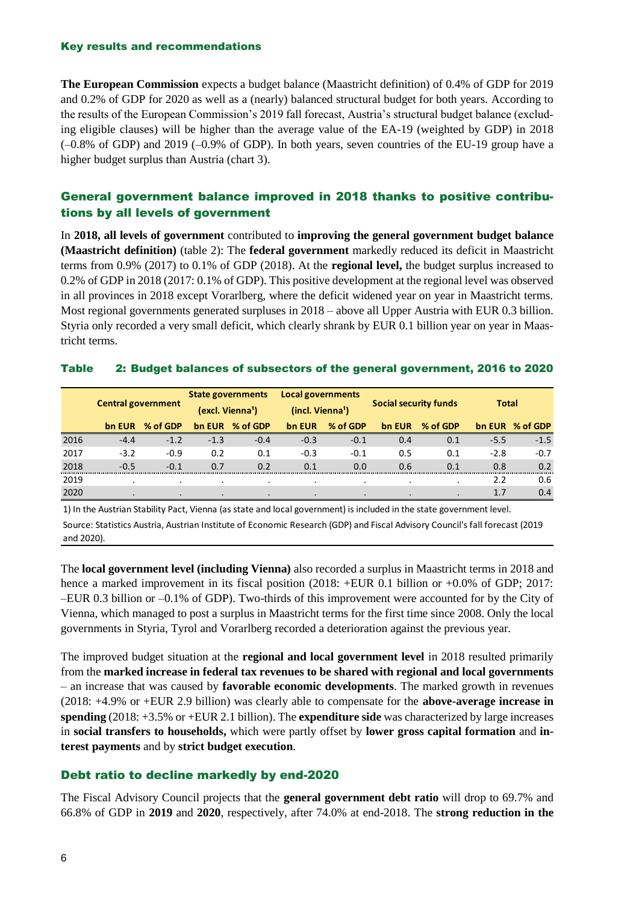### Key results and recommendations

**The European Commission** expects a budget balance (Maastricht definition) of 0.4% of GDP for 2019 and 0.2% of GDP for 2020 as well as a (nearly) balanced structural budget for both years. According to the results of the European Commission's 2019 fall forecast, Austria's structural budget balance (excluding eligible clauses) will be higher than the average value of the EA-19 (weighted by GDP) in 2018 (–0.8% of GDP) and 2019 (–0.9% of GDP). In both years, seven countries of the EU-19 group have a higher budget surplus than Austria (chart 3).

## General government balance improved in 2018 thanks to positive contributions by all levels of government

In **2018, all levels of government** contributed to **improving the general government budget balance (Maastricht definition)** (table 2): The **federal government** markedly reduced its deficit in Maastricht terms from 0.9% (2017) to 0.1% of GDP (2018). At the **regional level,** the budget surplus increased to 0.2% of GDP in 2018 (2017: 0.1% of GDP). This positive development at the regional level was observed in all provinces in 2018 except Vorarlberg, where the deficit widened year on year in Maastricht terms. Most regional governments generated surpluses in 2018 – above all Upper Austria with EUR 0.3 billion. Styria only recorded a very small deficit, which clearly shrank by EUR 0.1 billion year on year in Maastricht terms.

**Table 2: Budget balances of subsectors of the general government, 2016 to 2020**

| | Central government | | State governments (excl. Vienna[1]) | | Local governments (incl. Vienna[1]) | | Social security funds | | Total | |
|---|---|---|---|---|---|---|---|---|---|---|
| | bn EUR | % of GDP | bn EUR | % of GDP | bn EUR | % of GDP | bn EUR | % of GDP | bn EUR | % of GDP |
| 2016 | -4.4 | -1.2 | -1.3 | -0.4 | -0.3 | -0.1 | 0.4 | 0.1 | -5.5 | -1.5 |
| 2017 | -3.2 | -0.9 | 0.2 | 0.1 | -0.3 | -0.1 | 0.5 | 0.1 | -2.8 | -0.7 |
| 2018 | -0.5 | -0.1 | 0.7 | 0.2 | 0.1 | 0.0 | 0.6 | 0.1 | 0.8 | 0.2 |
| 2019 | . | . | . | . | . | . | . | . | 2.2 | 0.6 |
| 2020 | . | . | . | . | . | . | . | . | 1.7 | 0.4 |

1) In the Austrian Stability Pact, Vienna (as state and local government) is included in the state government level.

Source: Statistics Austria, Austrian Institute of Economic Research (GDP) and Fiscal Advisory Council's fall forecast (2019 and 2020).

The **local government level (including Vienna)** also recorded a surplus in Maastricht terms in 2018 and hence a marked improvement in its fiscal position (2018: +EUR 0.1 billion or +0.0% of GDP; 2017: –EUR 0.3 billion or –0.1% of GDP). Two-thirds of this improvement were accounted for by the City of Vienna, which managed to post a surplus in Maastricht terms for the first time since 2008. Only the local governments in Styria, Tyrol and Vorarlberg recorded a deterioration against the previous year.

The improved budget situation at the **regional and local government level** in 2018 resulted primarily from the **marked increase in federal tax revenues to be shared with regional and local governments** – an increase that was caused by **favorable economic developments**. The marked growth in revenues (2018: +4.9% or +EUR 2.9 billion) was clearly able to compensate for the **above-average increase in spending** (2018: +3.5% or +EUR 2.1 billion). The **expenditure side** was characterized by large increases in **social transfers to households,** which were partly offset by **lower gross capital formation** and **interest payments** and by **strict budget execution**.

## Debt ratio to decline markedly by end-2020

The Fiscal Advisory Council projects that the **general government debt ratio** will drop to 69.7% and 66.8% of GDP in **2019** and **2020**, respectively, after 74.0% at end-2018. The **strong reduction in the**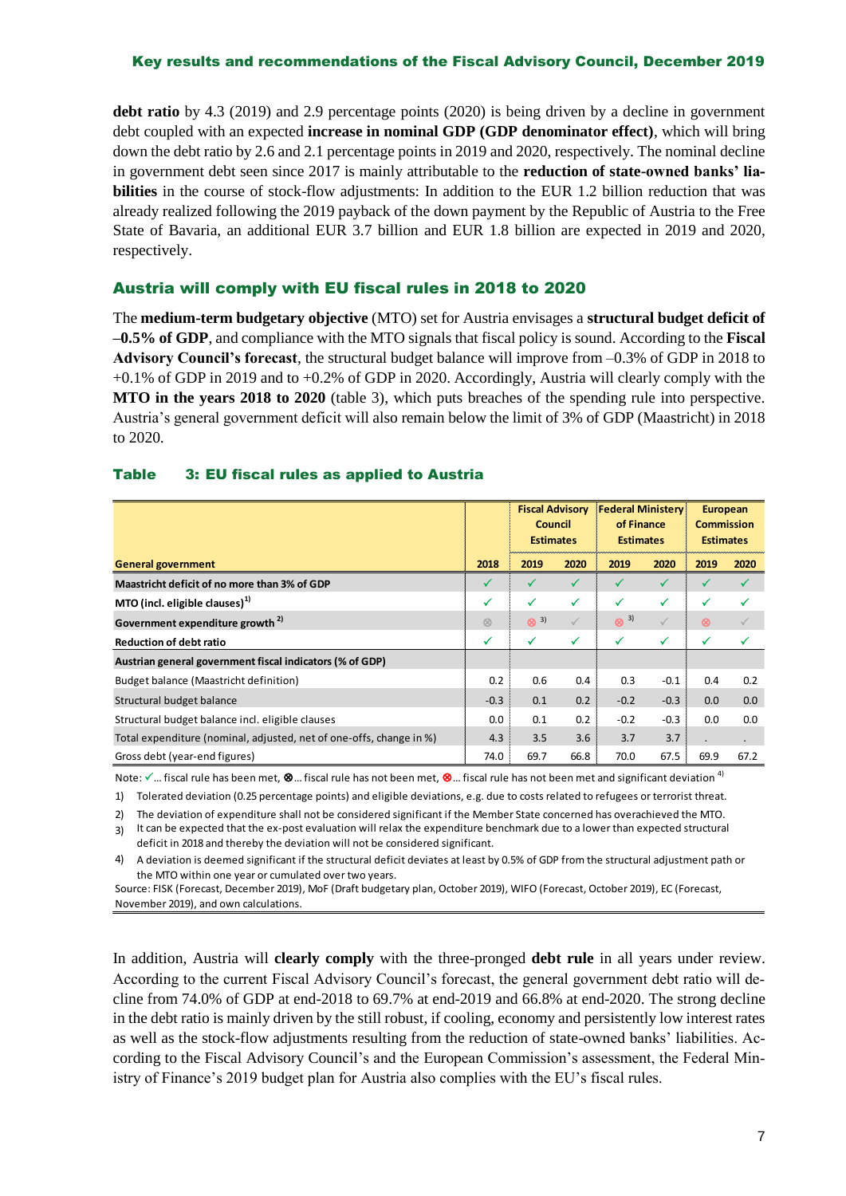**debt ratio** by 4.3 (2019) and 2.9 percentage points (2020) is being driven by a decline in government debt coupled with an expected **increase in nominal GDP (GDP denominator effect)**, which will bring down the debt ratio by 2.6 and 2.1 percentage points in 2019 and 2020, respectively. The nominal decline in government debt seen since 2017 is mainly attributable to the **reduction of state-owned banks' liabilities** in the course of stock-flow adjustments: In addition to the EUR 1.2 billion reduction that was already realized following the 2019 payback of the down payment by the Republic of Austria to the Free State of Bavaria, an additional EUR 3.7 billion and EUR 1.8 billion are expected in 2019 and 2020, respectively.

## Austria will comply with EU fiscal rules in 2018 to 2020

The **medium-term budgetary objective** (MTO) set for Austria envisages a **structural budget deficit of –0.5% of GDP**, and compliance with the MTO signals that fiscal policy is sound. According to the **Fiscal Advisory Council's forecast**, the structural budget balance will improve from –0.3% of GDP in 2018 to +0.1% of GDP in 2019 and to +0.2% of GDP in 2020. Accordingly, Austria will clearly comply with the **MTO in the years 2018 to 2020** (table 3), which puts breaches of the spending rule into perspective. Austria's general government deficit will also remain below the limit of 3% of GDP (Maastricht) in 2018 to 2020.

**Table 3: EU fiscal rules as applied to Austria**

| | | Fiscal Advisory Council Estimates | | Federal Ministery of Finance Estimates | | European Commission Estimates | |
|---|---|---|---|---|---|---|---|
| **General government** | **2018** | **2019** | **2020** | **2019** | **2020** | **2019** | **2020** |
| **Maastricht deficit of no more than 3% of GDP** | ✓ | ✓ | ✓ | ✓ | ✓ | ✓ | ✓ |
| **MTO (incl. eligible clauses)**[1] | ✓ | ✓ | ✓ | ✓ | ✓ | ✓ | ✓ |
| **Government expenditure growth**[2] | ⊗ | ⊗ [3] | ✓ | ⊗ [3] | ✓ | ⊗ | ✓ |
| **Reduction of debt ratio** | ✓ | ✓ | ✓ | ✓ | ✓ | ✓ | ✓ |
| **Austrian general government fiscal indicators (% of GDP)** | | | | | | | |
| Budget balance (Maastricht definition) | 0.2 | 0.6 | 0.4 | 0.3 | -0.1 | 0.4 | 0.2 |
| Structural budget balance | -0.3 | 0.1 | 0.2 | -0.2 | -0.3 | 0.0 | 0.0 |
| Structural budget balance incl. eligible clauses | 0.0 | 0.1 | 0.2 | -0.2 | -0.3 | 0.0 | 0.0 |
| Total expenditure (nominal, adjusted, net of one-offs, change in %) | 4.3 | 3.5 | 3.6 | 3.7 | 3.7 | . | . |
| Gross debt (year-end figures) | 74.0 | 69.7 | 66.8 | 70.0 | 67.5 | 69.9 | 67.2 |

Note: ✓... fiscal rule has been met, ⊗... fiscal rule has not been met, ⊗... fiscal rule has not been met and significant deviation [4]

1) Tolerated deviation (0.25 percentage points) and eligible deviations, e.g. due to costs related to refugees or terrorist threat.

2) The deviation of expenditure shall not be considered significant if the Member State concerned has overachieved the MTO.

3) It can be expected that the ex-post evaluation will relax the expenditure benchmark due to a lower than expected structural deficit in 2018 and thereby the deviation will not be considered significant.

4) A deviation is deemed significant if the structural deficit deviates at least by 0.5% of GDP from the structural adjustment path or the MTO within one year or cumulated over two years.

Source: FISK (Forecast, December 2019), MoF (Draft budgetary plan, October 2019), WIFO (Forecast, October 2019), EC (Forecast, November 2019), and own calculations.

In addition, Austria will **clearly comply** with the three-pronged **debt rule** in all years under review. According to the current Fiscal Advisory Council's forecast, the general government debt ratio will decline from 74.0% of GDP at end-2018 to 69.7% at end-2019 and 66.8% at end-2020. The strong decline in the debt ratio is mainly driven by the still robust, if cooling, economy and persistently low interest rates as well as the stock-flow adjustments resulting from the reduction of state-owned banks' liabilities. According to the Fiscal Advisory Council's and the European Commission's assessment, the Federal Ministry of Finance's 2019 budget plan for Austria also complies with the EU's fiscal rules.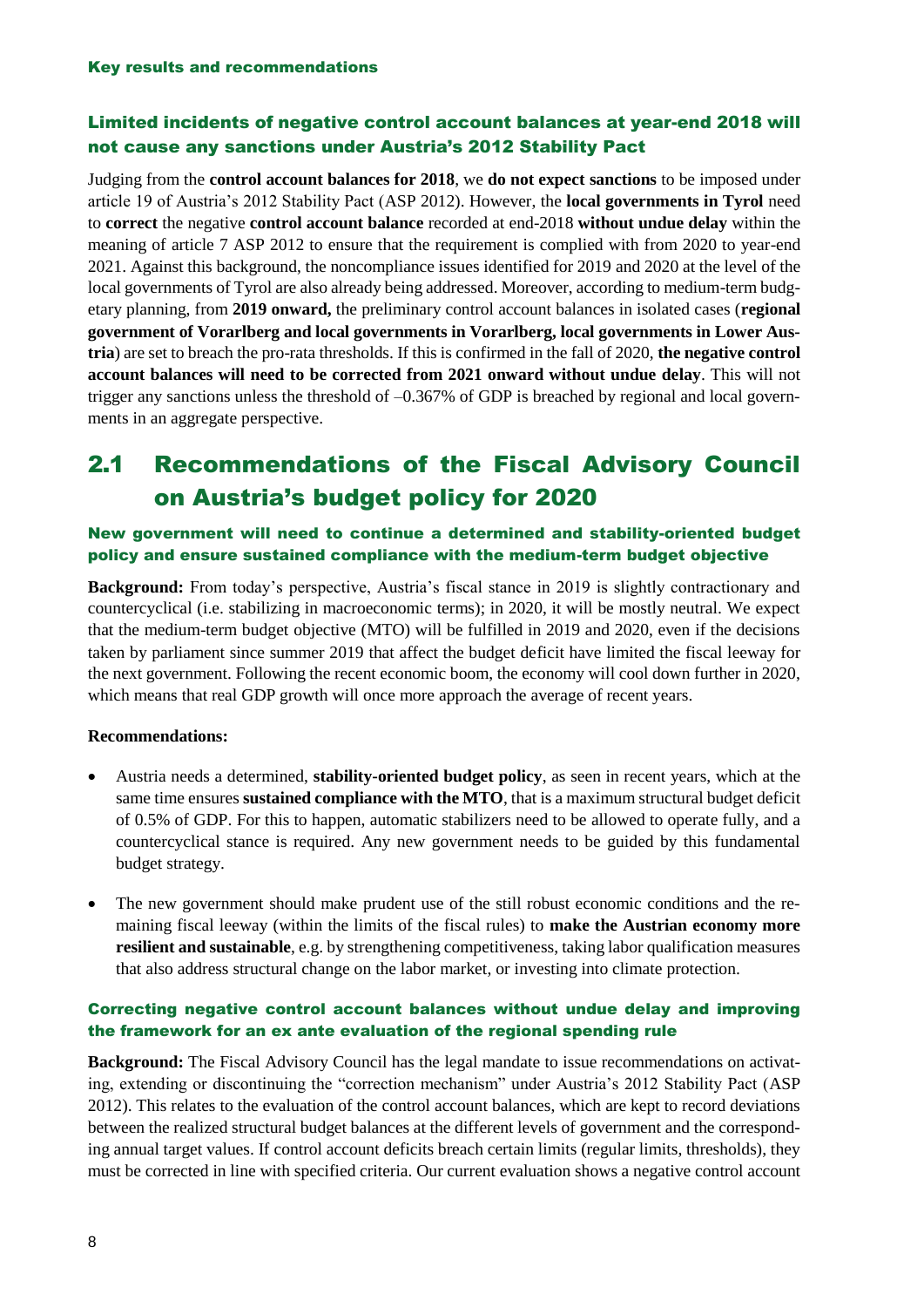### Limited incidents of negative control account balances at year-end 2018 will not cause any sanctions under Austria's 2012 Stability Pact

Judging from the **control account balances for 2018**, we **do not expect sanctions** to be imposed under article 19 of Austria's 2012 Stability Pact (ASP 2012). However, the **local governments in Tyrol** need to **correct** the negative **control account balance** recorded at end-2018 **without undue delay** within the meaning of article 7 ASP 2012 to ensure that the requirement is complied with from 2020 to year-end 2021. Against this background, the noncompliance issues identified for 2019 and 2020 at the level of the local governments of Tyrol are also already being addressed. Moreover, according to medium-term budgetary planning, from **2019 onward,** the preliminary control account balances in isolated cases (**regional government of Vorarlberg and local governments in Vorarlberg, local governments in Lower Austria**) are set to breach the pro-rata thresholds. If this is confirmed in the fall of 2020, **the negative control account balances will need to be corrected from 2021 onward without undue delay**. This will not trigger any sanctions unless the threshold of –0.367% of GDP is breached by regional and local governments in an aggregate perspective.

## 2.1 Recommendations of the Fiscal Advisory Council on Austria's budget policy for 2020

### New government will need to continue a determined and stability-oriented budget policy and ensure sustained compliance with the medium-term budget objective

**Background:** From today's perspective, Austria's fiscal stance in 2019 is slightly contractionary and countercyclical (i.e. stabilizing in macroeconomic terms); in 2020, it will be mostly neutral. We expect that the medium-term budget objective (MTO) will be fulfilled in 2019 and 2020, even if the decisions taken by parliament since summer 2019 that affect the budget deficit have limited the fiscal leeway for the next government. Following the recent economic boom, the economy will cool down further in 2020, which means that real GDP growth will once more approach the average of recent years.

**Recommendations:**

- Austria needs a determined, **stability-oriented budget policy**, as seen in recent years, which at the same time ensures **sustained compliance with the MTO**, that is a maximum structural budget deficit of 0.5% of GDP. For this to happen, automatic stabilizers need to be allowed to operate fully, and a countercyclical stance is required. Any new government needs to be guided by this fundamental budget strategy.
- The new government should make prudent use of the still robust economic conditions and the remaining fiscal leeway (within the limits of the fiscal rules) to **make the Austrian economy more resilient and sustainable**, e.g. by strengthening competitiveness, taking labor qualification measures that also address structural change on the labor market, or investing into climate protection.

### Correcting negative control account balances without undue delay and improving the framework for an ex ante evaluation of the regional spending rule

**Background:** The Fiscal Advisory Council has the legal mandate to issue recommendations on activating, extending or discontinuing the "correction mechanism" under Austria's 2012 Stability Pact (ASP 2012). This relates to the evaluation of the control account balances, which are kept to record deviations between the realized structural budget balances at the different levels of government and the corresponding annual target values. If control account deficits breach certain limits (regular limits, thresholds), they must be corrected in line with specified criteria. Our current evaluation shows a negative control account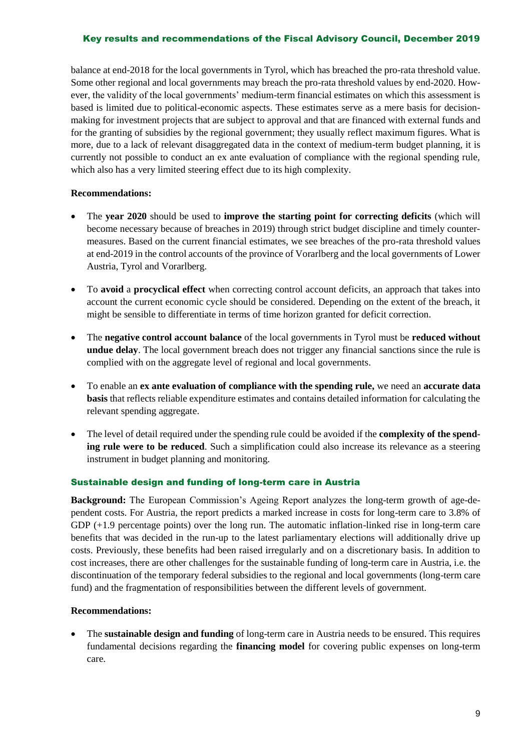balance at end-2018 for the local governments in Tyrol, which has breached the pro-rata threshold value. Some other regional and local governments may breach the pro-rata threshold values by end-2020. However, the validity of the local governments' medium-term financial estimates on which this assessment is based is limited due to political-economic aspects. These estimates serve as a mere basis for decision-making for investment projects that are subject to approval and that are financed with external funds and for the granting of subsidies by the regional government; they usually reflect maximum figures. What is more, due to a lack of relevant disaggregated data in the context of medium-term budget planning, it is currently not possible to conduct an ex ante evaluation of compliance with the regional spending rule, which also has a very limited steering effect due to its high complexity.

**Recommendations:**

- The **year 2020** should be used to **improve the starting point for correcting deficits** (which will become necessary because of breaches in 2019) through strict budget discipline and timely countermeasures. Based on the current financial estimates, we see breaches of the pro-rata threshold values at end-2019 in the control accounts of the province of Vorarlberg and the local governments of Lower Austria, Tyrol and Vorarlberg.
- To **avoid** a **procyclical effect** when correcting control account deficits, an approach that takes into account the current economic cycle should be considered. Depending on the extent of the breach, it might be sensible to differentiate in terms of time horizon granted for deficit correction.
- The **negative control account balance** of the local governments in Tyrol must be **reduced without undue delay**. The local government breach does not trigger any financial sanctions since the rule is complied with on the aggregate level of regional and local governments.
- To enable an **ex ante evaluation of compliance with the spending rule,** we need an **accurate data basis** that reflects reliable expenditure estimates and contains detailed information for calculating the relevant spending aggregate.
- The level of detail required under the spending rule could be avoided if the **complexity of the spending rule were to be reduced**. Such a simplification could also increase its relevance as a steering instrument in budget planning and monitoring.

### Sustainable design and funding of long-term care in Austria

**Background:** The European Commission's Ageing Report analyzes the long-term growth of age-dependent costs. For Austria, the report predicts a marked increase in costs for long-term care to 3.8% of GDP (+1.9 percentage points) over the long run. The automatic inflation-linked rise in long-term care benefits that was decided in the run-up to the latest parliamentary elections will additionally drive up costs. Previously, these benefits had been raised irregularly and on a discretionary basis. In addition to cost increases, there are other challenges for the sustainable funding of long-term care in Austria, i.e. the discontinuation of the temporary federal subsidies to the regional and local governments (long-term care fund) and the fragmentation of responsibilities between the different levels of government.

**Recommendations:**

- The **sustainable design and funding** of long-term care in Austria needs to be ensured. This requires fundamental decisions regarding the **financing model** for covering public expenses on long-term care.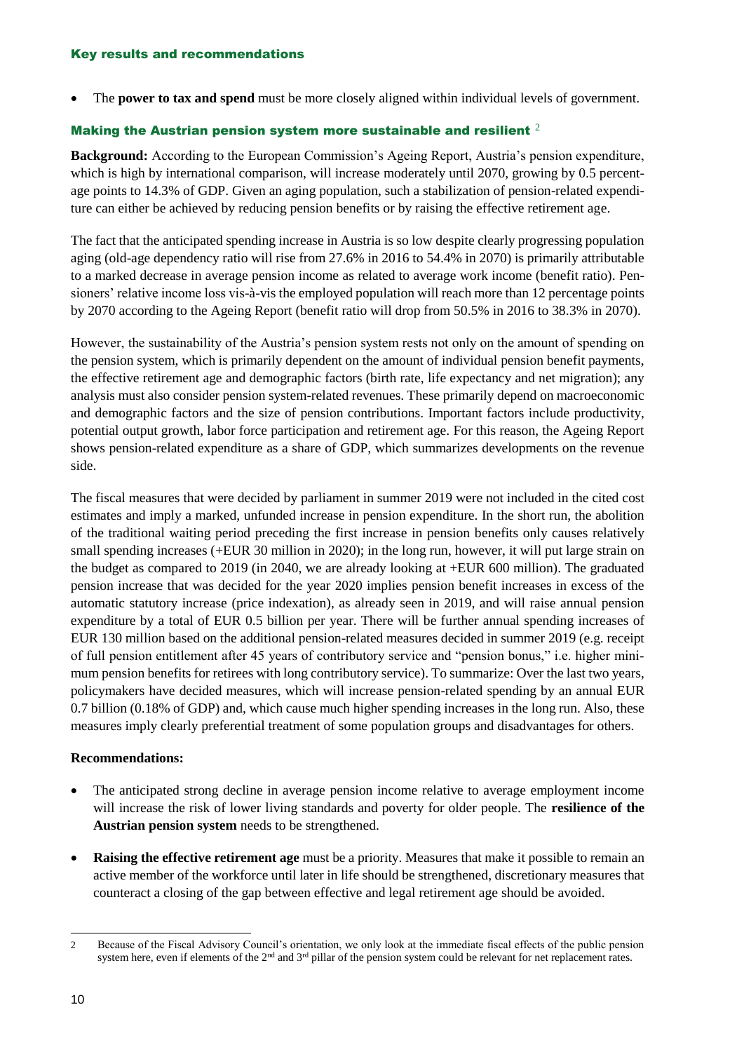## Key results and recommendations

- The **power to tax and spend** must be more closely aligned within individual levels of government.

### Making the Austrian pension system more sustainable and resilient [2]

**Background:** According to the European Commission's Ageing Report, Austria's pension expenditure, which is high by international comparison, will increase moderately until 2070, growing by 0.5 percentage points to 14.3% of GDP. Given an aging population, such a stabilization of pension-related expenditure can either be achieved by reducing pension benefits or by raising the effective retirement age.

The fact that the anticipated spending increase in Austria is so low despite clearly progressing population aging (old-age dependency ratio will rise from 27.6% in 2016 to 54.4% in 2070) is primarily attributable to a marked decrease in average pension income as related to average work income (benefit ratio). Pensioners' relative income loss vis-à-vis the employed population will reach more than 12 percentage points by 2070 according to the Ageing Report (benefit ratio will drop from 50.5% in 2016 to 38.3% in 2070).

However, the sustainability of the Austria's pension system rests not only on the amount of spending on the pension system, which is primarily dependent on the amount of individual pension benefit payments, the effective retirement age and demographic factors (birth rate, life expectancy and net migration); any analysis must also consider pension system-related revenues. These primarily depend on macroeconomic and demographic factors and the size of pension contributions. Important factors include productivity, potential output growth, labor force participation and retirement age. For this reason, the Ageing Report shows pension-related expenditure as a share of GDP, which summarizes developments on the revenue side.

The fiscal measures that were decided by parliament in summer 2019 were not included in the cited cost estimates and imply a marked, unfunded increase in pension expenditure. In the short run, the abolition of the traditional waiting period preceding the first increase in pension benefits only causes relatively small spending increases (+EUR 30 million in 2020); in the long run, however, it will put large strain on the budget as compared to 2019 (in 2040, we are already looking at +EUR 600 million). The graduated pension increase that was decided for the year 2020 implies pension benefit increases in excess of the automatic statutory increase (price indexation), as already seen in 2019, and will raise annual pension expenditure by a total of EUR 0.5 billion per year. There will be further annual spending increases of EUR 130 million based on the additional pension-related measures decided in summer 2019 (e.g. receipt of full pension entitlement after 45 years of contributory service and "pension bonus," i.e. higher minimum pension benefits for retirees with long contributory service). To summarize: Over the last two years, policymakers have decided measures, which will increase pension-related spending by an annual EUR 0.7 billion (0.18% of GDP) and, which cause much higher spending increases in the long run. Also, these measures imply clearly preferential treatment of some population groups and disadvantages for others.

**Recommendations:**

- The anticipated strong decline in average pension income relative to average employment income will increase the risk of lower living standards and poverty for older people. The **resilience of the Austrian pension system** needs to be strengthened.
- **Raising the effective retirement age** must be a priority. Measures that make it possible to remain an active member of the workforce until later in life should be strengthened, discretionary measures that counteract a closing of the gap between effective and legal retirement age should be avoided.

---

2 Because of the Fiscal Advisory Council's orientation, we only look at the immediate fiscal effects of the public pension system here, even if elements of the 2nd and 3rd pillar of the pension system could be relevant for net replacement rates.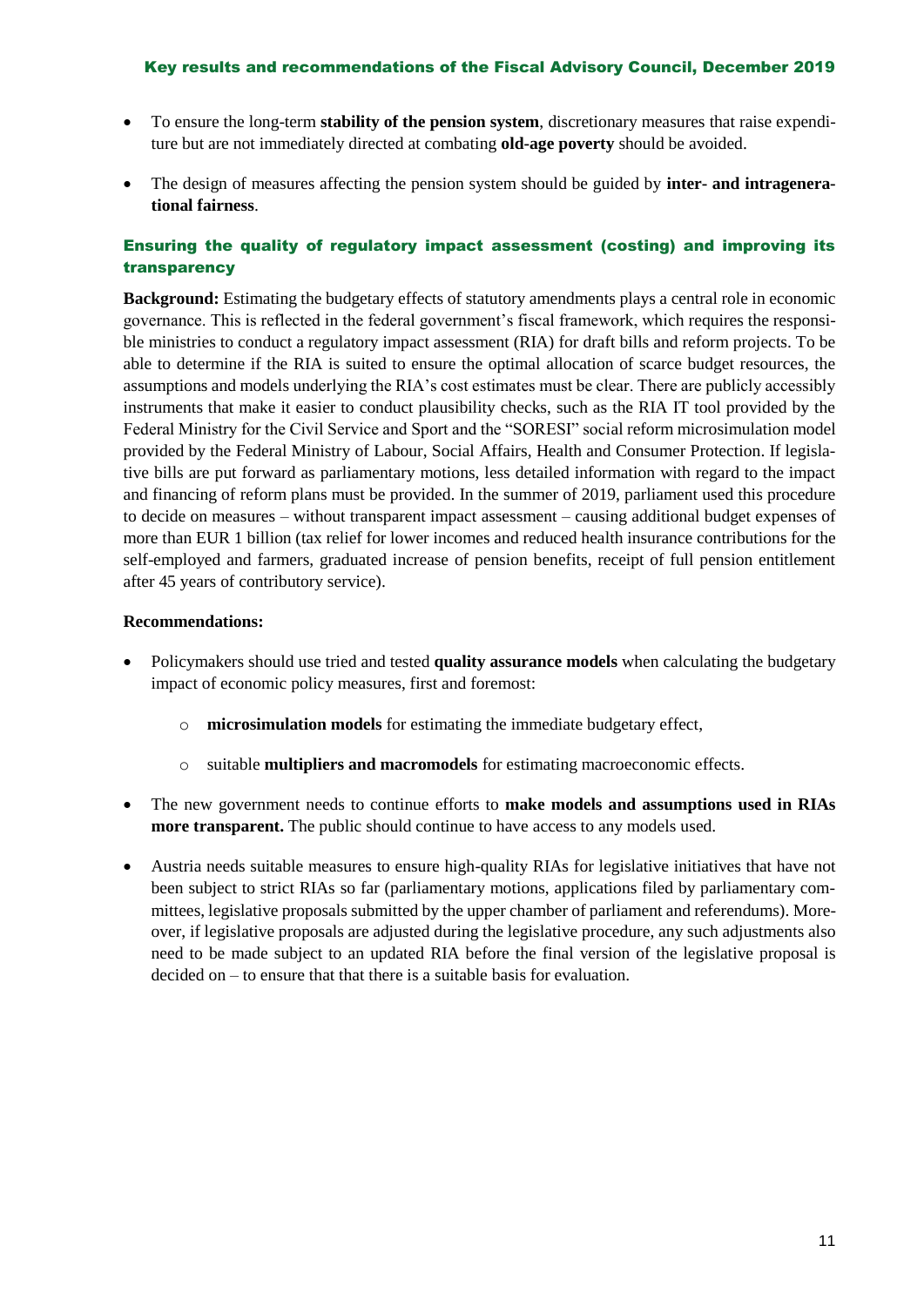- To ensure the long-term **stability of the pension system**, discretionary measures that raise expenditure but are not immediately directed at combating **old-age poverty** should be avoided.
- The design of measures affecting the pension system should be guided by **inter- and intragenerational fairness**.

### Ensuring the quality of regulatory impact assessment (costing) and improving its transparency

**Background:** Estimating the budgetary effects of statutory amendments plays a central role in economic governance. This is reflected in the federal government's fiscal framework, which requires the responsible ministries to conduct a regulatory impact assessment (RIA) for draft bills and reform projects. To be able to determine if the RIA is suited to ensure the optimal allocation of scarce budget resources, the assumptions and models underlying the RIA's cost estimates must be clear. There are publicly accessibly instruments that make it easier to conduct plausibility checks, such as the RIA IT tool provided by the Federal Ministry for the Civil Service and Sport and the "SORESI" social reform microsimulation model provided by the Federal Ministry of Labour, Social Affairs, Health and Consumer Protection. If legislative bills are put forward as parliamentary motions, less detailed information with regard to the impact and financing of reform plans must be provided. In the summer of 2019, parliament used this procedure to decide on measures – without transparent impact assessment – causing additional budget expenses of more than EUR 1 billion (tax relief for lower incomes and reduced health insurance contributions for the self-employed and farmers, graduated increase of pension benefits, receipt of full pension entitlement after 45 years of contributory service).

**Recommendations:**

- Policymakers should use tried and tested **quality assurance models** when calculating the budgetary impact of economic policy measures, first and foremost:
  - **microsimulation models** for estimating the immediate budgetary effect,
  - suitable **multipliers and macromodels** for estimating macroeconomic effects.
- The new government needs to continue efforts to **make models and assumptions used in RIAs more transparent.** The public should continue to have access to any models used.
- Austria needs suitable measures to ensure high-quality RIAs for legislative initiatives that have not been subject to strict RIAs so far (parliamentary motions, applications filed by parliamentary committees, legislative proposals submitted by the upper chamber of parliament and referendums). Moreover, if legislative proposals are adjusted during the legislative procedure, any such adjustments also need to be made subject to an updated RIA before the final version of the legislative proposal is decided on – to ensure that that there is a suitable basis for evaluation.